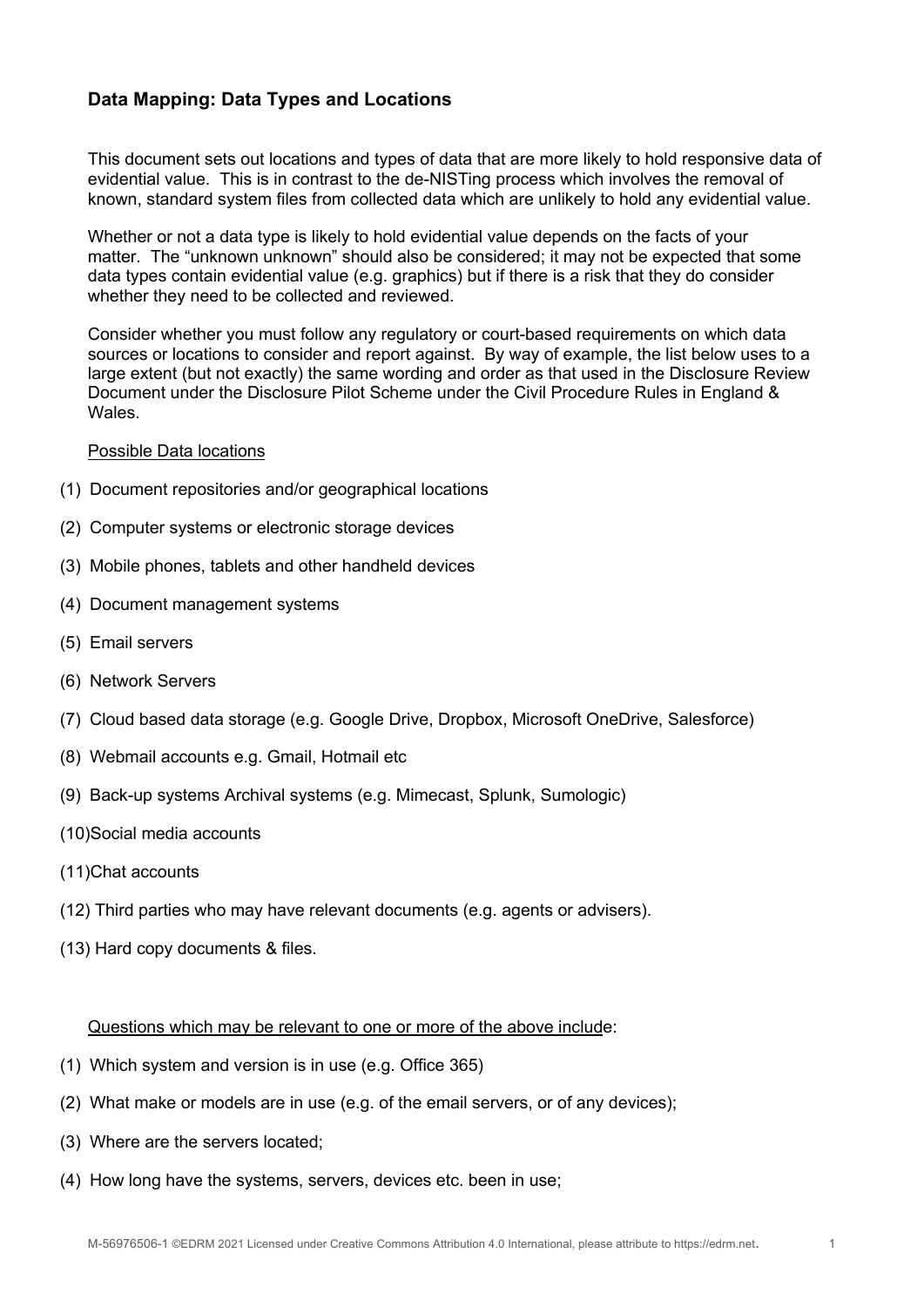## Data Mapping: Data Types and Locations

This document sets out locations and types of data that are more likely to hold responsive data of evidential value. This is in contrast to the de-NISTing process which involves the removal of known, standard system files from collected data which are unlikely to hold any evidential value.

Whether or not a data type is likely to hold evidential value depends on the facts of your matter. The "unknown unknown" should also be considered; it may not be expected that some data types contain evidential value (e.g. graphics) but if there is a risk that they do consider whether they need to be collected and reviewed.

Consider whether you must follow any regulatory or court-based requirements on which data sources or locations to consider and report against. By way of example, the list below uses to a large extent (but not exactly) the same wording and order as that used in the Disclosure Review Document under the Disclosure Pilot Scheme under the Civil Procedure Rules in England & Wales.

<u>Possible Data locations</u>

(1) Document repositories and/or geographical locations

(2) Computer systems or electronic storage devices

(3) Mobile phones, tablets and other handheld devices

(4) Document management systems

(5) Email servers

(6) Network Servers

(7) Cloud based data storage (e.g. Google Drive, Dropbox, Microsoft OneDrive, Salesforce)

(8) Webmail accounts e.g. Gmail, Hotmail etc

(9) Back-up systems Archival systems (e.g. Mimecast, Splunk, Sumologic)

(10) Social media accounts

(11) Chat accounts

(12) Third parties who may have relevant documents (e.g. agents or advisers).

(13) Hard copy documents & files.

<u>Questions which may be relevant to one or more of the above include</u>:

(1) Which system and version is in use (e.g. Office 365)

(2) What make or models are in use (e.g. of the email servers, or of any devices);

(3) Where are the servers located;

(4) How long have the systems, servers, devices etc. been in use;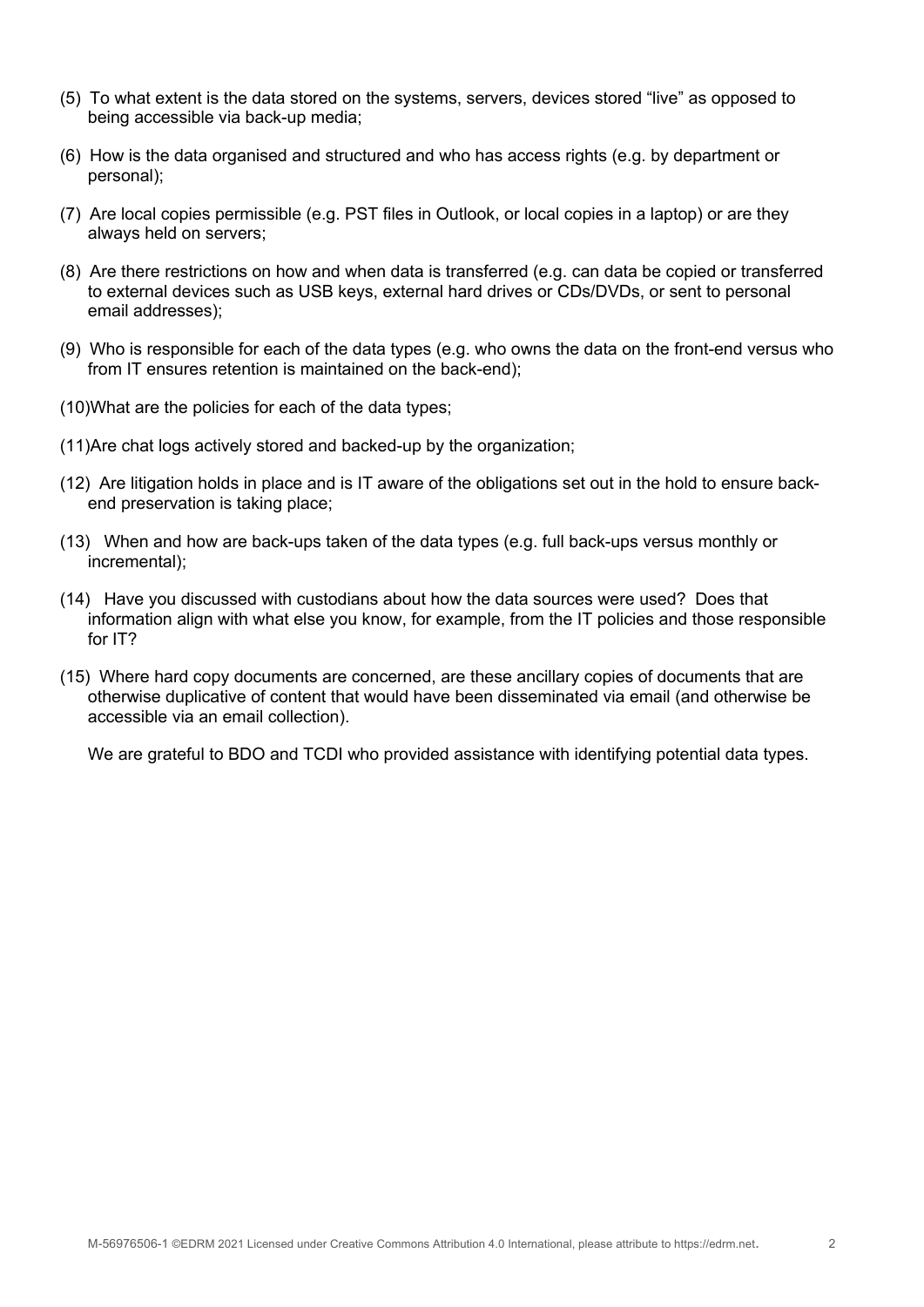(5) To what extent is the data stored on the systems, servers, devices stored "live" as opposed to being accessible via back-up media;

(6) How is the data organised and structured and who has access rights (e.g. by department or personal);

(7) Are local copies permissible (e.g. PST files in Outlook, or local copies in a laptop) or are they always held on servers;

(8) Are there restrictions on how and when data is transferred (e.g. can data be copied or transferred to external devices such as USB keys, external hard drives or CDs/DVDs, or sent to personal email addresses);

(9) Who is responsible for each of the data types (e.g. who owns the data on the front-end versus who from IT ensures retention is maintained on the back-end);

(10) What are the policies for each of the data types;

(11) Are chat logs actively stored and backed-up by the organization;

(12) Are litigation holds in place and is IT aware of the obligations set out in the hold to ensure back-end preservation is taking place;

(13) When and how are back-ups taken of the data types (e.g. full back-ups versus monthly or incremental);

(14) Have you discussed with custodians about how the data sources were used? Does that information align with what else you know, for example, from the IT policies and those responsible for IT?

(15) Where hard copy documents are concerned, are these ancillary copies of documents that are otherwise duplicative of content that would have been disseminated via email (and otherwise be accessible via an email collection).

We are grateful to BDO and TCDI who provided assistance with identifying potential data types.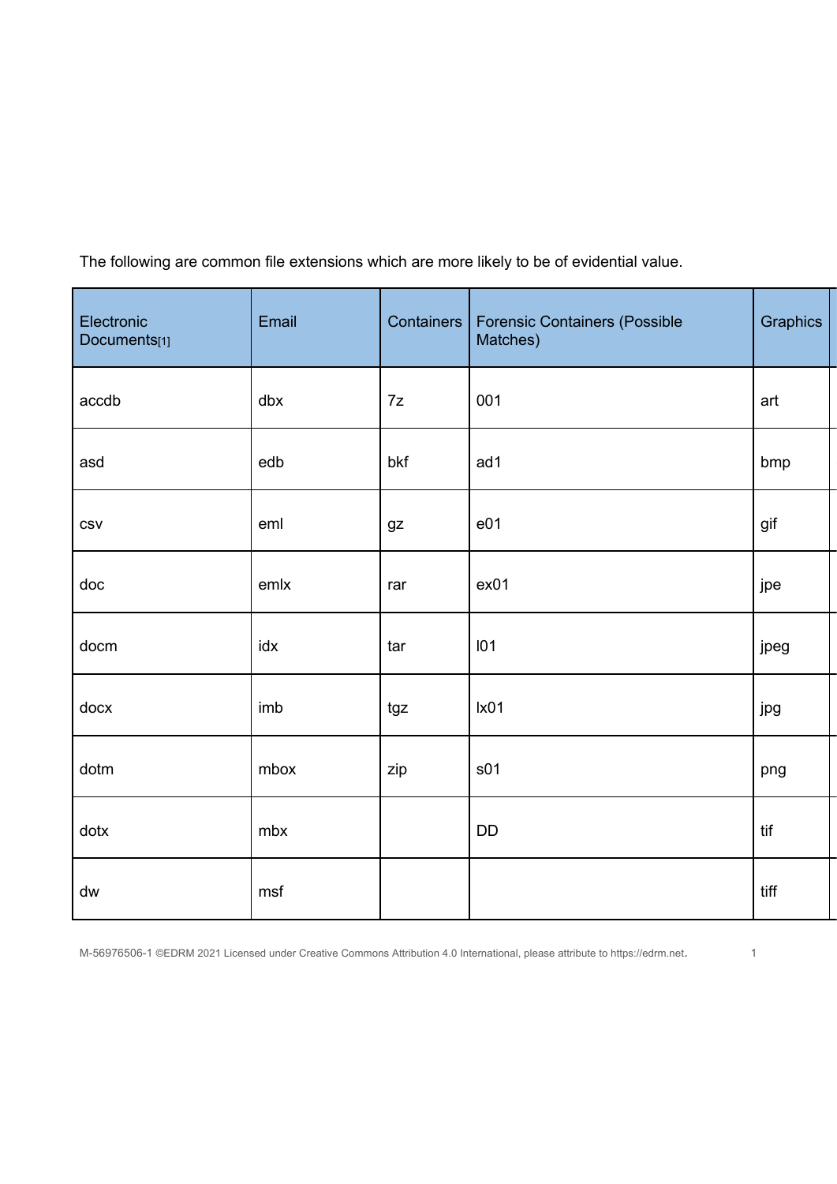The following are common file extensions which are more likely to be of evidential value.

| Electronic Documents[1] | Email | Containers | Forensic Containers (Possible Matches) | Graphics |
|---|---|---|---|---|
| accdb | dbx | 7z | 001 | art |
| asd | edb | bkf | ad1 | bmp |
| csv | eml | gz | e01 | gif |
| doc | emlx | rar | ex01 | jpe |
| docm | idx | tar | l01 | jpeg |
| docx | imb | tgz | lx01 | jpg |
| dotm | mbox | zip | s01 | png |
| dotx | mbx | | DD | tif |
| dw | msf | | | tiff |

M-56976506-1 ©EDRM 2021 Licensed under Creative Commons Attribution 4.0 International, please attribute to https://edrm.net.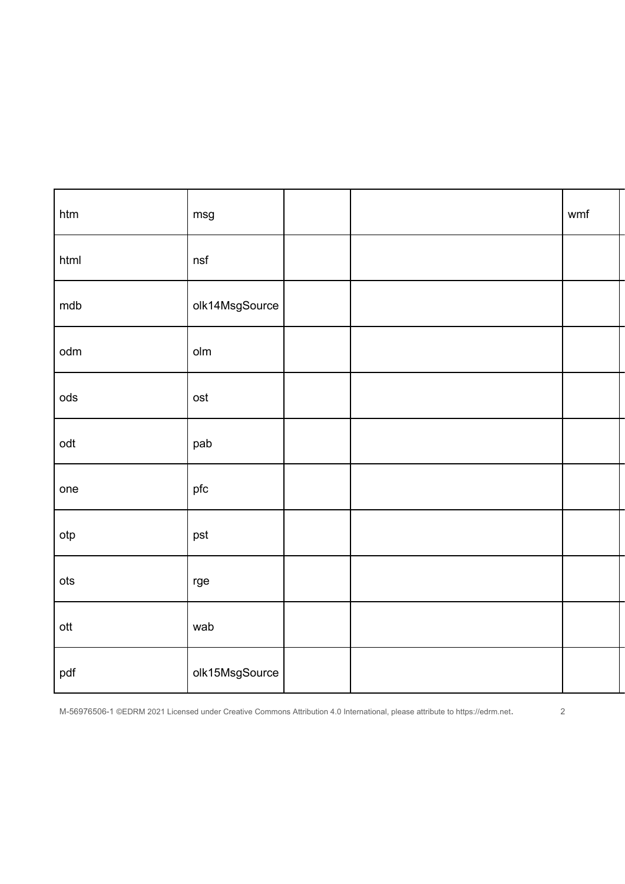| htm | msg | | | wmf | |
|---|---|---|---|---|---|
| html | nsf | | | | |
| mdb | olk14MsgSource | | | | |
| odm | olm | | | | |
| ods | ost | | | | |
| odt | pab | | | | |
| one | pfc | | | | |
| otp | pst | | | | |
| ots | rge | | | | |
| ott | wab | | | | |
| pdf | olk15MsgSource | | | | |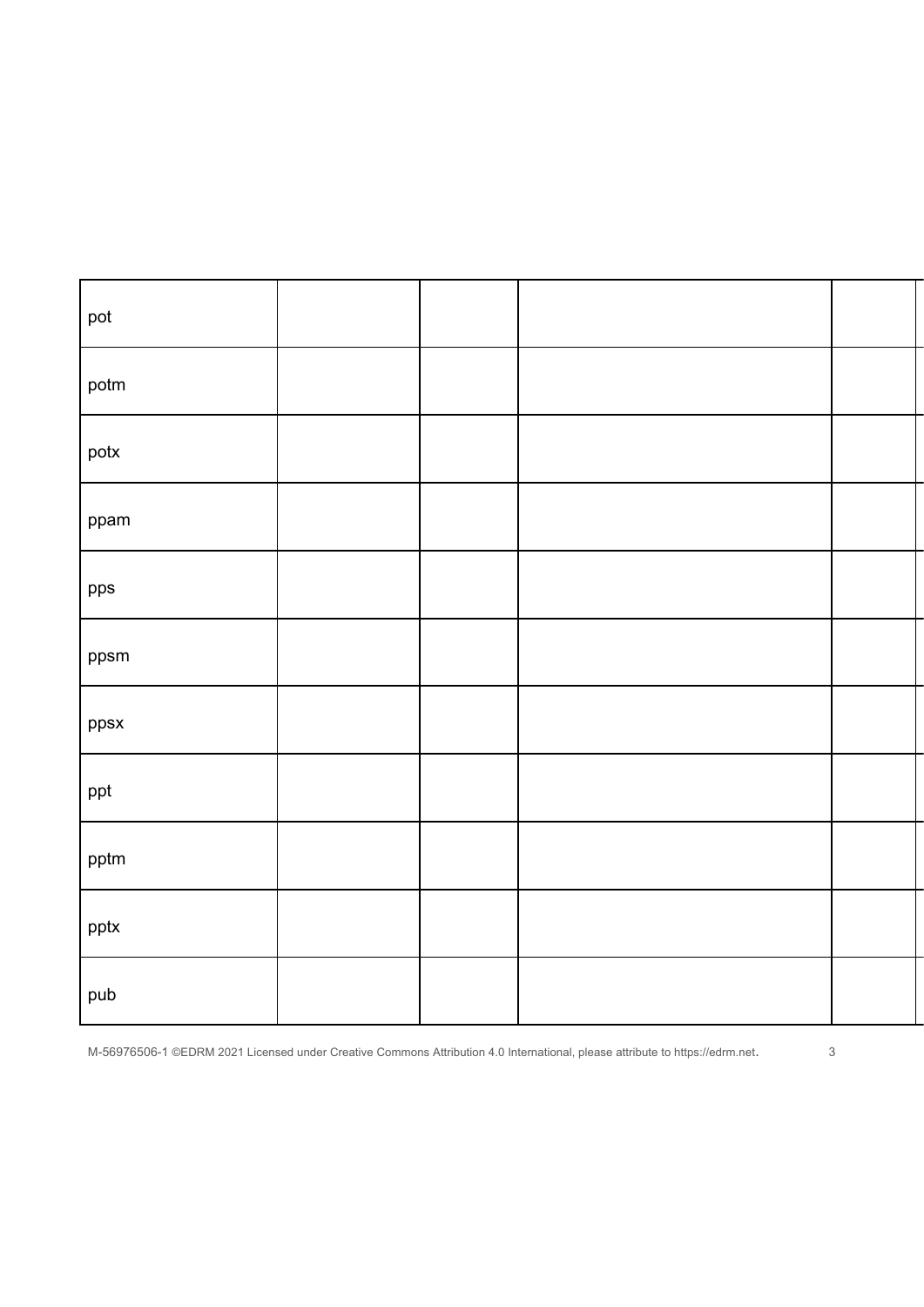| | | | | |
|---|---|---|---|---|
| pot | | | | |
| potm | | | | |
| potx | | | | |
| ppam | | | | |
| pps | | | | |
| ppsm | | | | |
| ppsx | | | | |
| ppt | | | | |
| pptm | | | | |
| pptx | | | | |
| pub | | | | |

M-56976506-1 ©EDRM 2021 Licensed under Creative Commons Attribution 4.0 International, please attribute to https://edrm.net.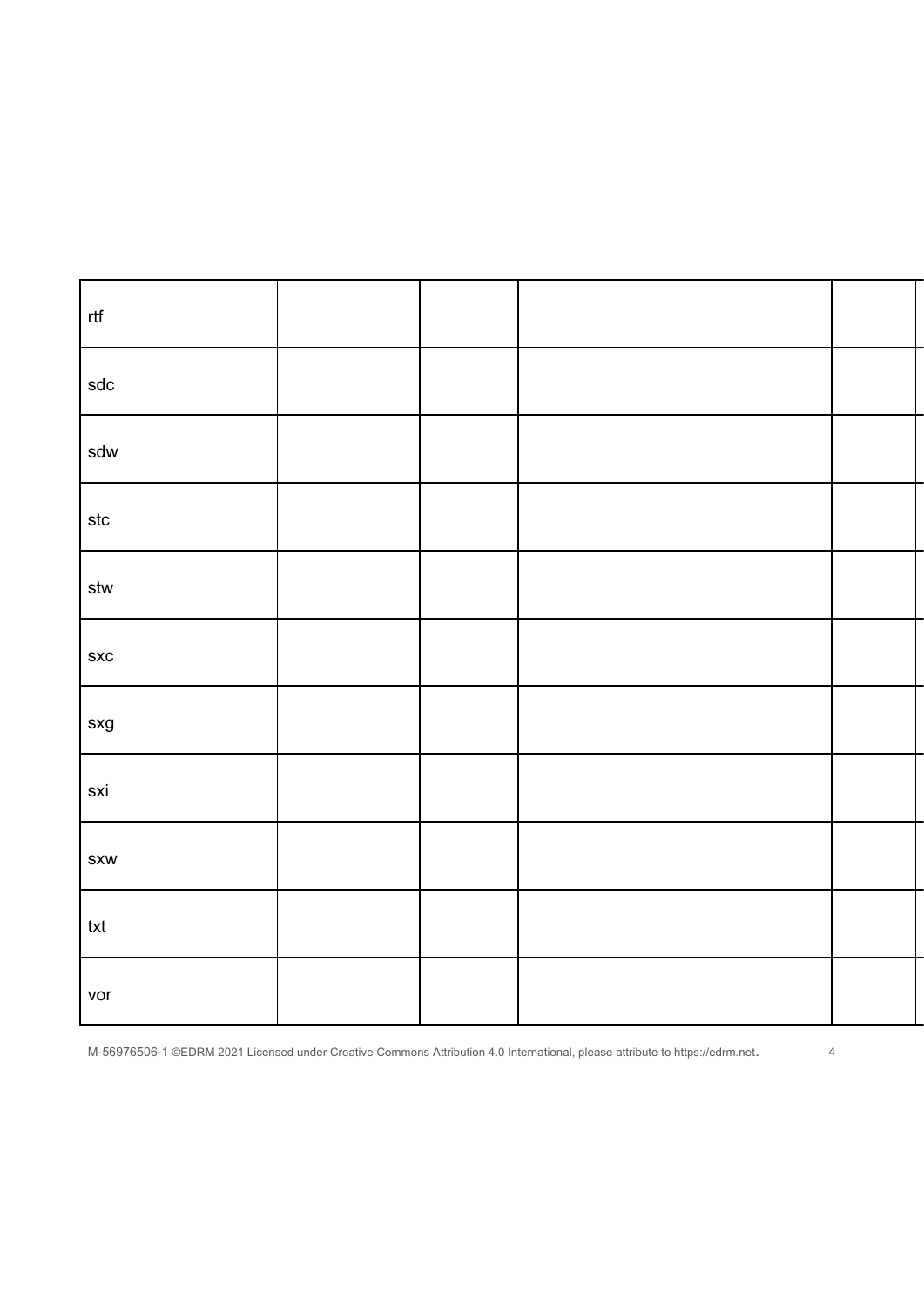| | | | | | |
|---|---|---|---|---|---|
| rtf | | | | | |
| sdc | | | | | |
| sdw | | | | | |
| stc | | | | | |
| stw | | | | | |
| sxc | | | | | |
| sxg | | | | | |
| sxi | | | | | |
| sxw | | | | | |
| txt | | | | | |
| vor | | | | | |

M-56976506-1 ©EDRM 2021 Licensed under Creative Commons Attribution 4.0 International, please attribute to https://edrm.net.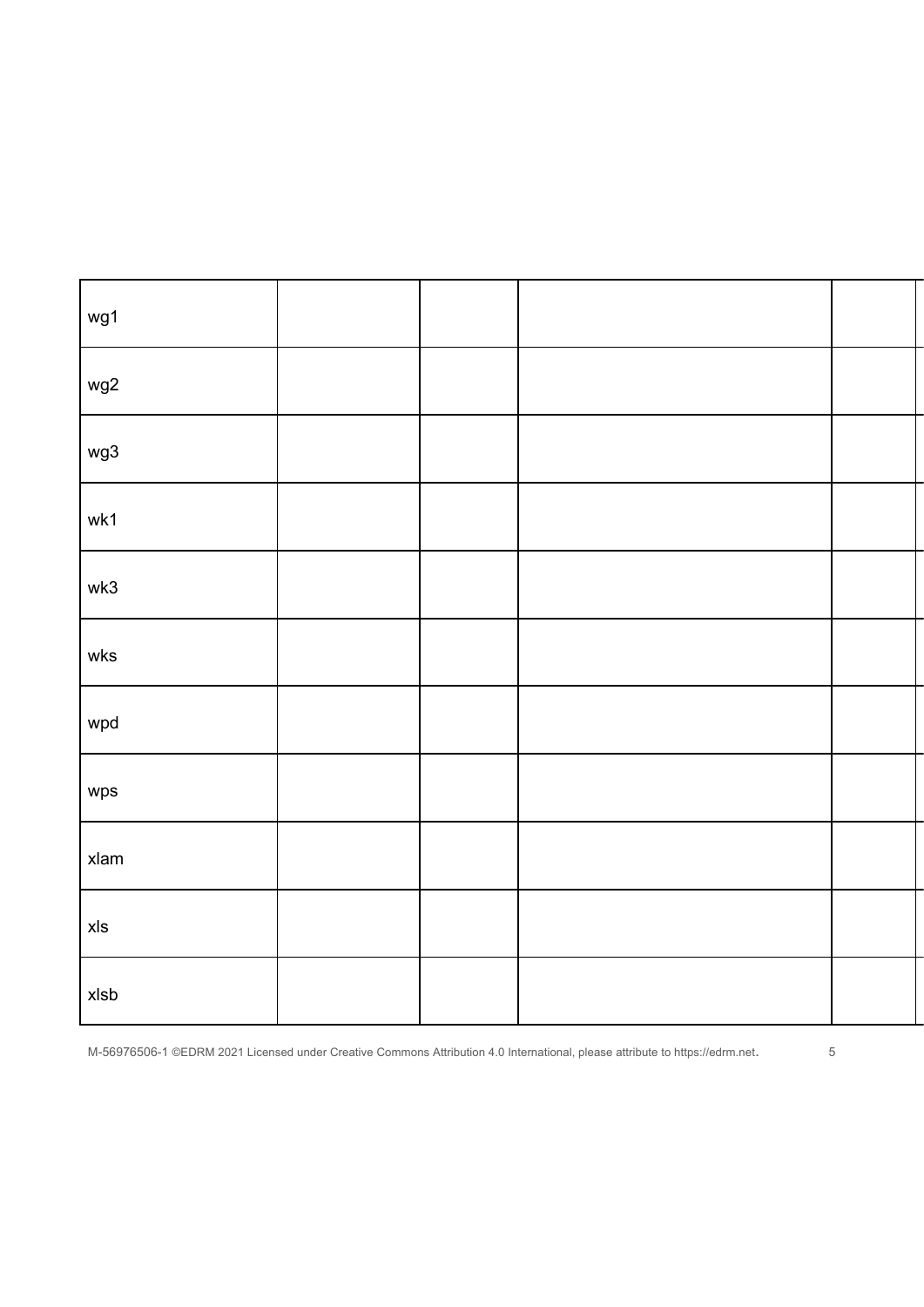| | | | | | |
|---|---|---|---|---|---|
| wg1 | | | | | |
| wg2 | | | | | |
| wg3 | | | | | |
| wk1 | | | | | |
| wk3 | | | | | |
| wks | | | | | |
| wpd | | | | | |
| wps | | | | | |
| xlam | | | | | |
| xls | | | | | |
| xlsb | | | | | |

M-56976506-1 ©EDRM 2021 Licensed under Creative Commons Attribution 4.0 International, please attribute to https://edrm.net.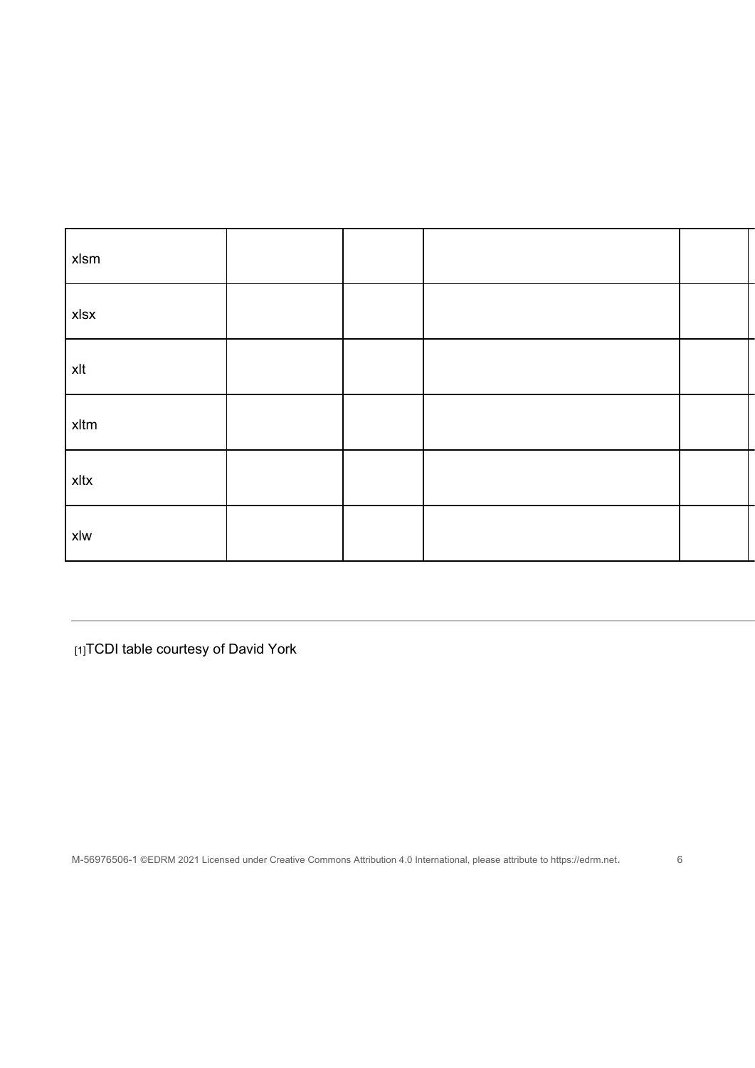| | | | | | |
|---|---|---|---|---|---|
| xlsm | | | | | |
| xlsx | | | | | |
| xlt | | | | | |
| xltm | | | | | |
| xltx | | | | | |
| xlw | | | | | |

---

[1]TCDI table courtesy of David York

M-56976506-1 ©EDRM 2021 Licensed under Creative Commons Attribution 4.0 International, please attribute to https://edrm.net.